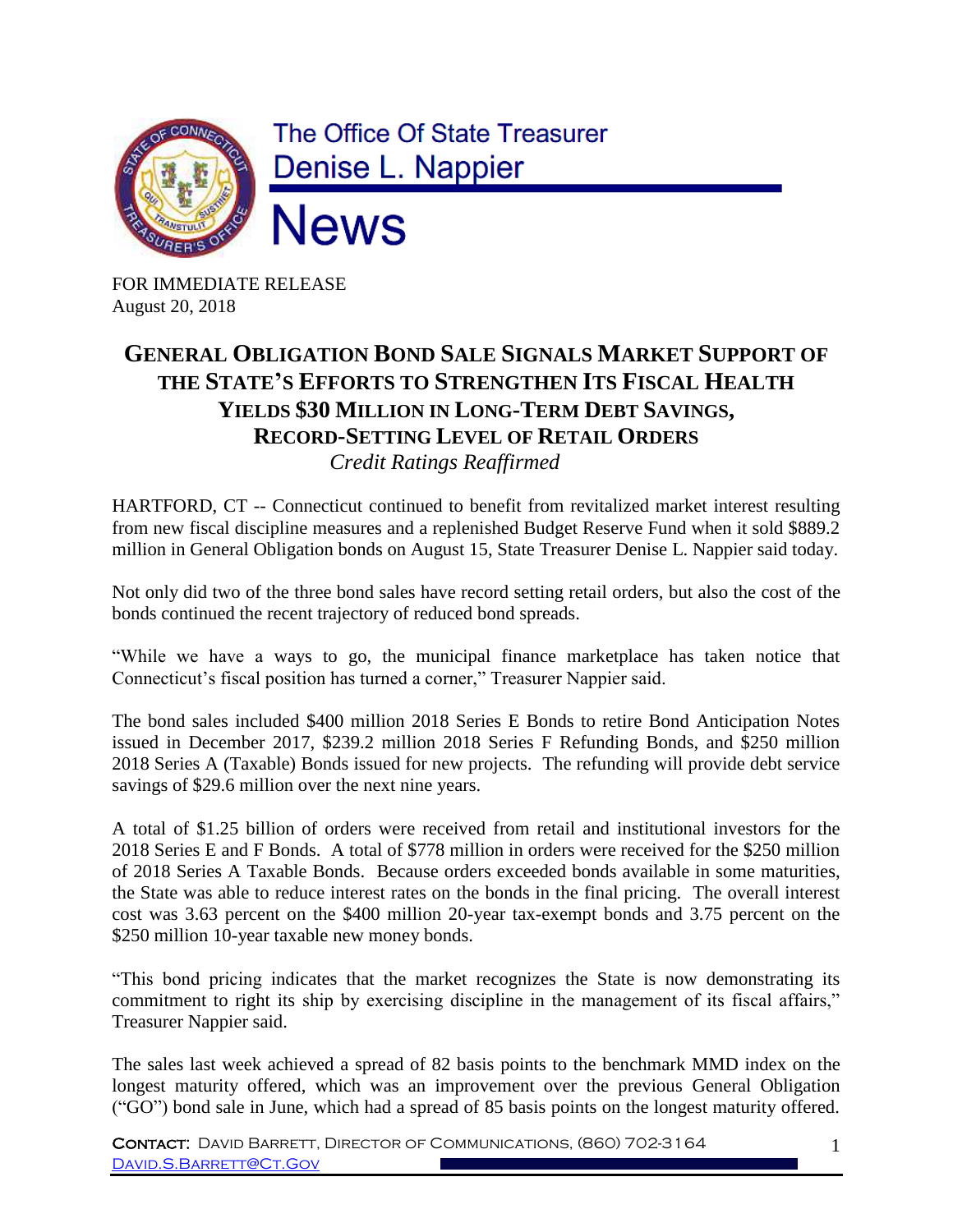The Office Of State Treasurer
Denise L. Nappier

# News

FOR IMMEDIATE RELEASE
August 20, 2018

## General Obligation Bond Sale Signals Market Support of the State's Efforts to Strengthen Its Fiscal Health Yields $30 Million in Long-Term Debt Savings, Record-Setting Level of Retail Orders

*Credit Ratings Reaffirmed*

HARTFORD, CT -- Connecticut continued to benefit from revitalized market interest resulting from new fiscal discipline measures and a replenished Budget Reserve Fund when it sold $889.2 million in General Obligation bonds on August 15, State Treasurer Denise L. Nappier said today.

Not only did two of the three bond sales have record setting retail orders, but also the cost of the bonds continued the recent trajectory of reduced bond spreads.

"While we have a ways to go, the municipal finance marketplace has taken notice that Connecticut's fiscal position has turned a corner," Treasurer Nappier said.

The bond sales included $400 million 2018 Series E Bonds to retire Bond Anticipation Notes issued in December 2017, $239.2 million 2018 Series F Refunding Bonds, and $250 million 2018 Series A (Taxable) Bonds issued for new projects. The refunding will provide debt service savings of $29.6 million over the next nine years.

A total of $1.25 billion of orders were received from retail and institutional investors for the 2018 Series E and F Bonds. A total of $778 million in orders were received for the $250 million of 2018 Series A Taxable Bonds. Because orders exceeded bonds available in some maturities, the State was able to reduce interest rates on the bonds in the final pricing. The overall interest cost was 3.63 percent on the $400 million 20-year tax-exempt bonds and 3.75 percent on the $250 million 10-year taxable new money bonds.

"This bond pricing indicates that the market recognizes the State is now demonstrating its commitment to right its ship by exercising discipline in the management of its fiscal affairs," Treasurer Nappier said.

The sales last week achieved a spread of 82 basis points to the benchmark MMD index on the longest maturity offered, which was an improvement over the previous General Obligation ("GO") bond sale in June, which had a spread of 85 basis points on the longest maturity offered.

**Contact:** David Barrett, Director of Communications, (860) 702-3164
David.S.Barrett@Ct.Gov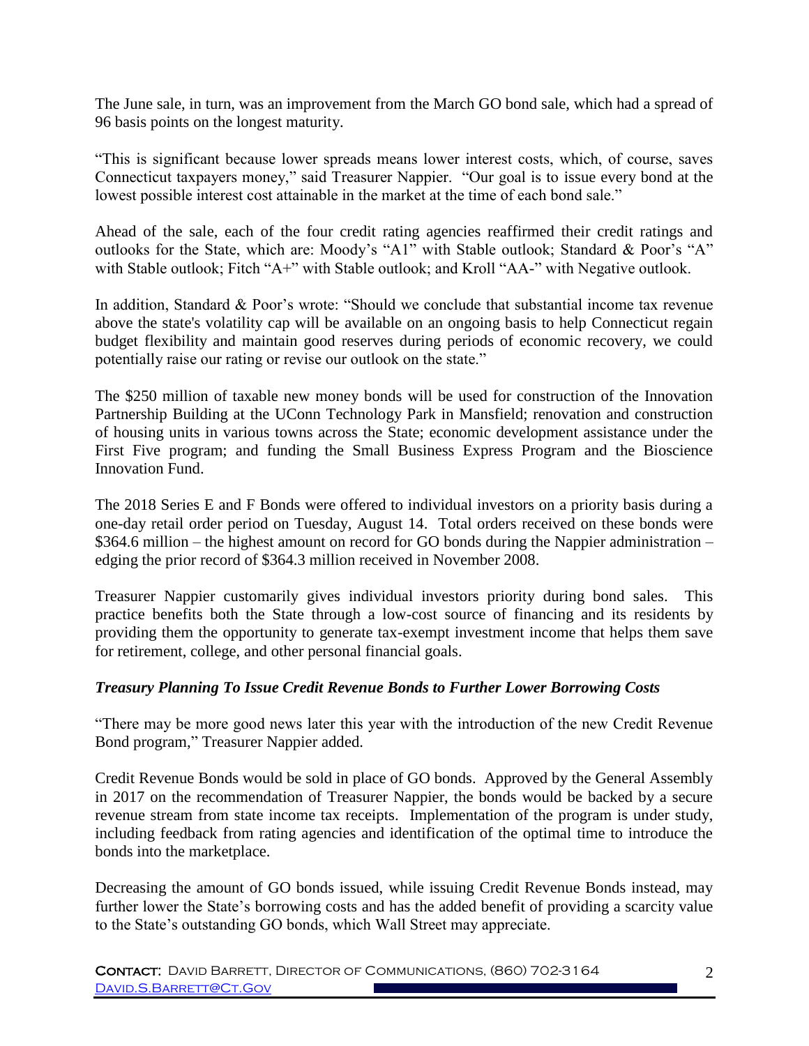The June sale, in turn, was an improvement from the March GO bond sale, which had a spread of 96 basis points on the longest maturity.

"This is significant because lower spreads means lower interest costs, which, of course, saves Connecticut taxpayers money," said Treasurer Nappier. "Our goal is to issue every bond at the lowest possible interest cost attainable in the market at the time of each bond sale."

Ahead of the sale, each of the four credit rating agencies reaffirmed their credit ratings and outlooks for the State, which are: Moody's "A1" with Stable outlook; Standard & Poor's "A" with Stable outlook; Fitch "A+" with Stable outlook; and Kroll "AA-" with Negative outlook.

In addition, Standard & Poor's wrote: "Should we conclude that substantial income tax revenue above the state's volatility cap will be available on an ongoing basis to help Connecticut regain budget flexibility and maintain good reserves during periods of economic recovery, we could potentially raise our rating or revise our outlook on the state."

The $250 million of taxable new money bonds will be used for construction of the Innovation Partnership Building at the UConn Technology Park in Mansfield; renovation and construction of housing units in various towns across the State; economic development assistance under the First Five program; and funding the Small Business Express Program and the Bioscience Innovation Fund.

The 2018 Series E and F Bonds were offered to individual investors on a priority basis during a one-day retail order period on Tuesday, August 14. Total orders received on these bonds were $364.6 million – the highest amount on record for GO bonds during the Nappier administration – edging the prior record of $364.3 million received in November 2008.

Treasurer Nappier customarily gives individual investors priority during bond sales. This practice benefits both the State through a low-cost source of financing and its residents by providing them the opportunity to generate tax-exempt investment income that helps them save for retirement, college, and other personal financial goals.

***Treasury Planning To Issue Credit Revenue Bonds to Further Lower Borrowing Costs***

"There may be more good news later this year with the introduction of the new Credit Revenue Bond program," Treasurer Nappier added.

Credit Revenue Bonds would be sold in place of GO bonds. Approved by the General Assembly in 2017 on the recommendation of Treasurer Nappier, the bonds would be backed by a secure revenue stream from state income tax receipts. Implementation of the program is under study, including feedback from rating agencies and identification of the optimal time to introduce the bonds into the marketplace.

Decreasing the amount of GO bonds issued, while issuing Credit Revenue Bonds instead, may further lower the State's borrowing costs and has the added benefit of providing a scarcity value to the State's outstanding GO bonds, which Wall Street may appreciate.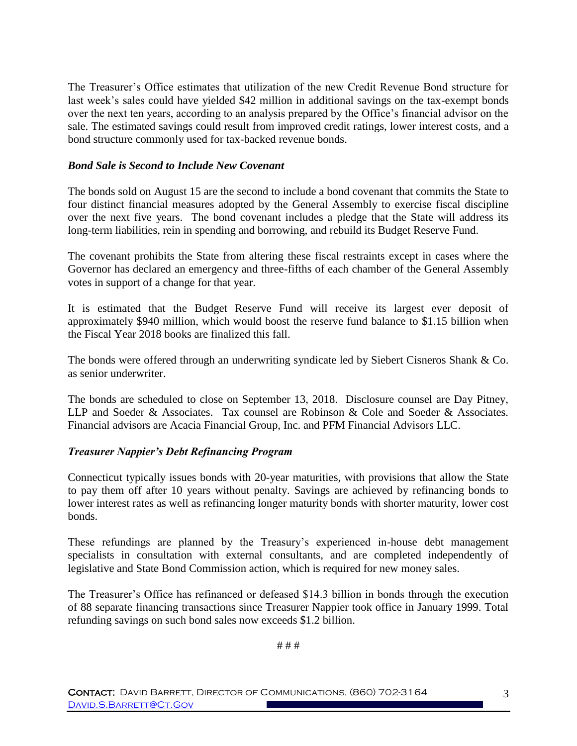The Treasurer's Office estimates that utilization of the new Credit Revenue Bond structure for last week's sales could have yielded $42 million in additional savings on the tax-exempt bonds over the next ten years, according to an analysis prepared by the Office's financial advisor on the sale. The estimated savings could result from improved credit ratings, lower interest costs, and a bond structure commonly used for tax-backed revenue bonds.

***Bond Sale is Second to Include New Covenant***

The bonds sold on August 15 are the second to include a bond covenant that commits the State to four distinct financial measures adopted by the General Assembly to exercise fiscal discipline over the next five years. The bond covenant includes a pledge that the State will address its long-term liabilities, rein in spending and borrowing, and rebuild its Budget Reserve Fund.

The covenant prohibits the State from altering these fiscal restraints except in cases where the Governor has declared an emergency and three-fifths of each chamber of the General Assembly votes in support of a change for that year.

It is estimated that the Budget Reserve Fund will receive its largest ever deposit of approximately $940 million, which would boost the reserve fund balance to $1.15 billion when the Fiscal Year 2018 books are finalized this fall.

The bonds were offered through an underwriting syndicate led by Siebert Cisneros Shank & Co. as senior underwriter.

The bonds are scheduled to close on September 13, 2018. Disclosure counsel are Day Pitney, LLP and Soeder & Associates. Tax counsel are Robinson & Cole and Soeder & Associates. Financial advisors are Acacia Financial Group, Inc. and PFM Financial Advisors LLC.

***Treasurer Nappier's Debt Refinancing Program***

Connecticut typically issues bonds with 20-year maturities, with provisions that allow the State to pay them off after 10 years without penalty. Savings are achieved by refinancing bonds to lower interest rates as well as refinancing longer maturity bonds with shorter maturity, lower cost bonds.

These refundings are planned by the Treasury's experienced in-house debt management specialists in consultation with external consultants, and are completed independently of legislative and State Bond Commission action, which is required for new money sales.

The Treasurer's Office has refinanced or defeased $14.3 billion in bonds through the execution of 88 separate financing transactions since Treasurer Nappier took office in January 1999. Total refunding savings on such bond sales now exceeds $1.2 billion.

# # #

**Contact:** David Barrett, Director of Communications, (860) 702-3164
David.S.Barrett@Ct.Gov